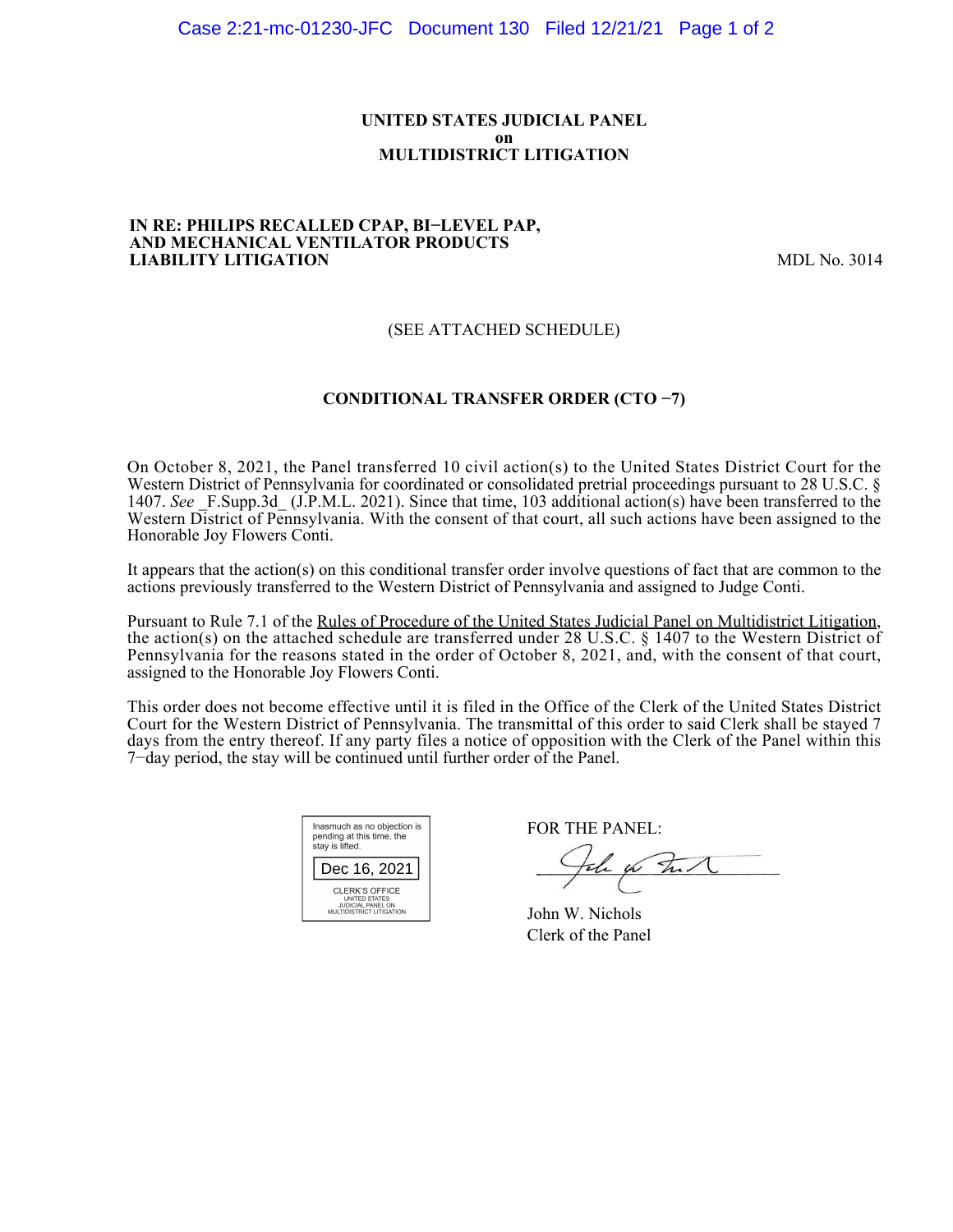**UNITED STATES JUDICIAL PANEL**
**on**
**MULTIDISTRICT LITIGATION**

**IN RE: PHILIPS RECALLED CPAP, BI−LEVEL PAP, AND MECHANICAL VENTILATOR PRODUCTS LIABILITY LITIGATION** MDL No. 3014

(SEE ATTACHED SCHEDULE)

**CONDITIONAL TRANSFER ORDER (CTO −7)**

On October 8, 2021, the Panel transferred 10 civil action(s) to the United States District Court for the Western District of Pennsylvania for coordinated or consolidated pretrial proceedings pursuant to 28 U.S.C. § 1407. *See* _F.Supp.3d_ (J.P.M.L. 2021). Since that time, 103 additional action(s) have been transferred to the Western District of Pennsylvania. With the consent of that court, all such actions have been assigned to the Honorable Joy Flowers Conti.

It appears that the action(s) on this conditional transfer order involve questions of fact that are common to the actions previously transferred to the Western District of Pennsylvania and assigned to Judge Conti.

Pursuant to Rule 7.1 of the Rules of Procedure of the United States Judicial Panel on Multidistrict Litigation, the action(s) on the attached schedule are transferred under 28 U.S.C. § 1407 to the Western District of Pennsylvania for the reasons stated in the order of October 8, 2021, and, with the consent of that court, assigned to the Honorable Joy Flowers Conti.

This order does not become effective until it is filed in the Office of the Clerk of the United States District Court for the Western District of Pennsylvania. The transmittal of this order to said Clerk shall be stayed 7 days from the entry thereof. If any party files a notice of opposition with the Clerk of the Panel within this 7−day period, the stay will be continued until further order of the Panel.

Inasmuch as no objection is pending at this time, the stay is lifted.

Dec 16, 2021

CLERK'S OFFICE
UNITED STATES
JUDICIAL PANEL ON
MULTIDISTRICT LITIGATION

FOR THE PANEL:

John W. Nichols
Clerk of the Panel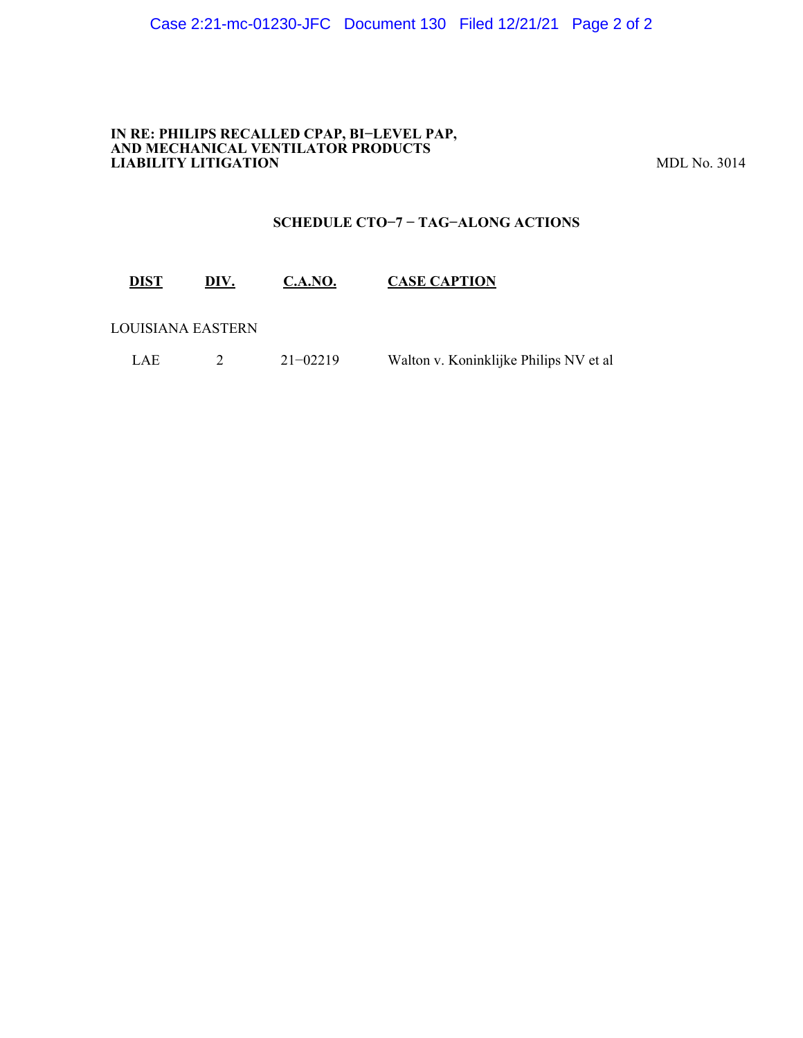**IN RE: PHILIPS RECALLED CPAP, BI−LEVEL PAP, AND MECHANICAL VENTILATOR PRODUCTS LIABILITY LITIGATION** MDL No. 3014

## SCHEDULE CTO−7 − TAG−ALONG ACTIONS

| DIST | DIV. | C.A.NO. | CASE CAPTION |
|---|---|---|---|
| LOUISIANA EASTERN | | | |
| LAE | 2 | 21−02219 | Walton v. Koninklijke Philips NV et al |